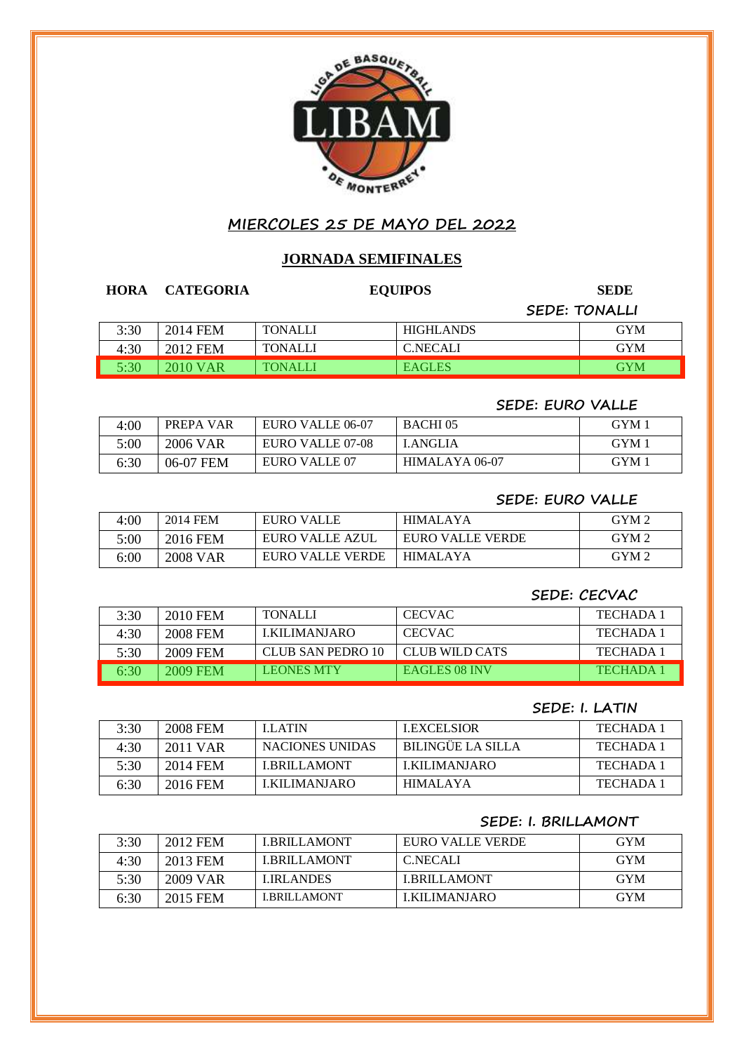LIGA DE BASQUETBALL LIBAM DE MONTERREY

## MIERCOLES 25 DE MAYO DEL 2022

## JORNADA SEMIFINALES

**SEDE: TONALLI**

| HORA | CATEGORIA | EQUIPOS | | SEDE |
|---|---|---|---|---|
| 3:30 | 2014 FEM | TONALLI | HIGHLANDS | GYM |
| 4:30 | 2012 FEM | TONALLI | C.NECALI | GYM |
| 5:30 | 2010 VAR | TONALLI | EAGLES | GYM |

**SEDE: EURO VALLE**

| HORA | CATEGORIA | EQUIPOS | | SEDE |
|---|---|---|---|---|
| 4:00 | PREPA VAR | EURO VALLE 06-07 | BACHI 05 | GYM 1 |
| 5:00 | 2006 VAR | EURO VALLE 07-08 | I.ANGLIA | GYM 1 |
| 6:30 | 06-07 FEM | EURO VALLE 07 | HIMALAYA 06-07 | GYM 1 |

**SEDE: EURO VALLE**

| HORA | CATEGORIA | EQUIPOS | | SEDE |
|---|---|---|---|---|
| 4:00 | 2014 FEM | EURO VALLE | HIMALAYA | GYM 2 |
| 5:00 | 2016 FEM | EURO VALLE AZUL | EURO VALLE VERDE | GYM 2 |
| 6:00 | 2008 VAR | EURO VALLE VERDE | HIMALAYA | GYM 2 |

**SEDE: CECVAC**

| HORA | CATEGORIA | EQUIPOS | | SEDE |
|---|---|---|---|---|
| 3:30 | 2010 FEM | TONALLI | CECVAC | TECHADA 1 |
| 4:30 | 2008 FEM | I.KILIMANJARO | CECVAC | TECHADA 1 |
| 5:30 | 2009 FEM | CLUB SAN PEDRO 10 | CLUB WILD CATS | TECHADA 1 |
| 6:30 | 2009 FEM | LEONES MTY | EAGLES 08 INV | TECHADA 1 |

**SEDE: I. LATIN**

| HORA | CATEGORIA | EQUIPOS | | SEDE |
|---|---|---|---|---|
| 3:30 | 2008 FEM | I.LATIN | I.EXCELSIOR | TECHADA 1 |
| 4:30 | 2011 VAR | NACIONES UNIDAS | BILINGÜE LA SILLA | TECHADA 1 |
| 5:30 | 2014 FEM | I.BRILLAMONT | I.KILIMANJARO | TECHADA 1 |
| 6:30 | 2016 FEM | I.KILIMANJARO | HIMALAYA | TECHADA 1 |

**SEDE: I. BRILLAMONT**

| HORA | CATEGORIA | EQUIPOS | | SEDE |
|---|---|---|---|---|
| 3:30 | 2012 FEM | I.BRILLAMONT | EURO VALLE VERDE | GYM |
| 4:30 | 2013 FEM | I.BRILLAMONT | C.NECALI | GYM |
| 5:30 | 2009 VAR | I.IRLANDES | I.BRILLAMONT | GYM |
| 6:30 | 2015 FEM | I.BRILLAMONT | I.KILIMANJARO | GYM |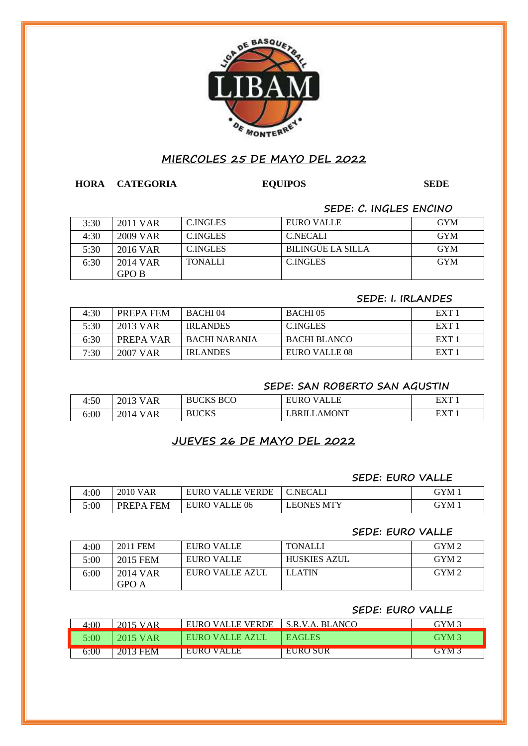# MIERCOLES 25 DE MAYO DEL 2022

**HORA CATEGORIA EQUIPOS SEDE**

### SEDE: C. INGLES ENCINO

| HORA | CATEGORIA | EQUIPOS | | SEDE |
|---|---|---|---|---|
| 3:30 | 2011 VAR | C.INGLES | EURO VALLE | GYM |
| 4:30 | 2009 VAR | C.INGLES | C.NECALI | GYM |
| 5:30 | 2016 VAR | C.INGLES | BILINGÜE LA SILLA | GYM |
| 6:30 | 2014 VAR GPO B | TONALLI | C.INGLES | GYM |

### SEDE: I. IRLANDES

| HORA | CATEGORIA | EQUIPOS | | SEDE |
|---|---|---|---|---|
| 4:30 | PREPA FEM | BACHI 04 | BACHI 05 | EXT 1 |
| 5:30 | 2013 VAR | IRLANDES | C.INGLES | EXT 1 |
| 6:30 | PREPA VAR | BACHI NARANJA | BACHI BLANCO | EXT 1 |
| 7:30 | 2007 VAR | IRLANDES | EURO VALLE 08 | EXT 1 |

### SEDE: SAN ROBERTO SAN AGUSTIN

| HORA | CATEGORIA | EQUIPOS | | SEDE |
|---|---|---|---|---|
| 4:50 | 2013 VAR | BUCKS BCO | EURO VALLE | EXT 1 |
| 6:00 | 2014 VAR | BUCKS | I.BRILLAMONT | EXT 1 |

# JUEVES 26 DE MAYO DEL 2022

### SEDE: EURO VALLE

| HORA | CATEGORIA | EQUIPOS | | SEDE |
|---|---|---|---|---|
| 4:00 | 2010 VAR | EURO VALLE VERDE | C.NECALI | GYM 1 |
| 5:00 | PREPA FEM | EURO VALLE 06 | LEONES MTY | GYM 1 |

### SEDE: EURO VALLE

| HORA | CATEGORIA | EQUIPOS | | SEDE |
|---|---|---|---|---|
| 4:00 | 2011 FEM | EURO VALLE | TONALLI | GYM 2 |
| 5:00 | 2015 FEM | EURO VALLE | HUSKIES AZUL | GYM 2 |
| 6:00 | 2014 VAR GPO A | EURO VALLE AZUL | I.LATIN | GYM 2 |

### SEDE: EURO VALLE

| HORA | CATEGORIA | EQUIPOS | | SEDE |
|---|---|---|---|---|
| 4:00 | 2015 VAR | EURO VALLE VERDE | S.R.V.A. BLANCO | GYM 3 |
| 5:00 | 2015 VAR | EURO VALLE AZUL | EAGLES | GYM 3 |
| 6:00 | 2013 FEM | EURO VALLE | EURO SUR | GYM 3 |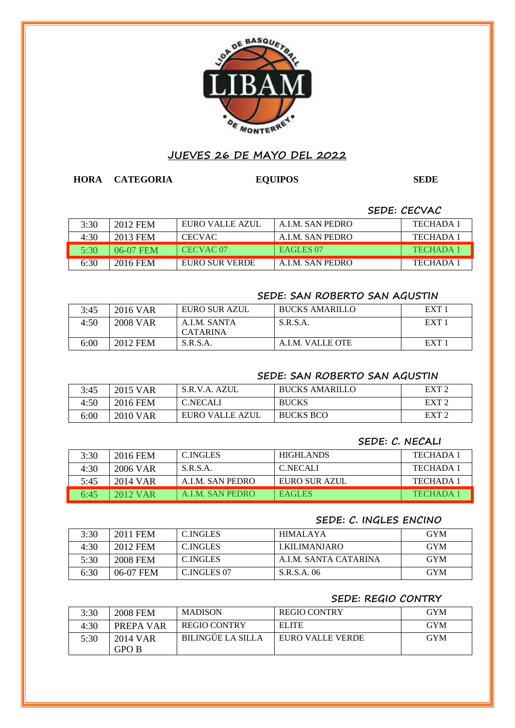## JUEVES 26 DE MAYO DEL 2022

**HORA** **CATEGORIA** **EQUIPOS** **SEDE**

### SEDE: CECVAC

| HORA | CATEGORIA | EQUIPOS | | SEDE |
|---|---|---|---|---|
| 3:30 | 2012 FEM | EURO VALLE AZUL | A.I.M. SAN PEDRO | TECHADA 1 |
| 4:30 | 2013 FEM | CECVAC | A.I.M. SAN PEDRO | TECHADA 1 |
| 5:30 | 06-07 FEM | CECVAC 07 | EAGLES 07 | TECHADA 1 |
| 6:30 | 2016 FEM | EURO SUR VERDE | A.I.M. SAN PEDRO | TECHADA 1 |

### SEDE: SAN ROBERTO SAN AGUSTIN

| HORA | CATEGORIA | EQUIPOS | | SEDE |
|---|---|---|---|---|
| 3:45 | 2016 VAR | EURO SUR AZUL | BUCKS AMARILLO | EXT 1 |
| 4:50 | 2008 VAR | A.I.M. SANTA CATARINA | S.R.S.A. | EXT 1 |
| 6:00 | 2012 FEM | S.R.S.A. | A.I.M. VALLE OTE | EXT 1 |

### SEDE: SAN ROBERTO SAN AGUSTIN

| HORA | CATEGORIA | EQUIPOS | | SEDE |
|---|---|---|---|---|
| 3:45 | 2015 VAR | S.R.V.A. AZUL | BUCKS AMARILLO | EXT 2 |
| 4:50 | 2016 FEM | C.NECALI | BUCKS | EXT 2 |
| 6:00 | 2010 VAR | EURO VALLE AZUL | BUCKS BCO | EXT 2 |

### SEDE: C. NECALI

| HORA | CATEGORIA | EQUIPOS | | SEDE |
|---|---|---|---|---|
| 3:30 | 2016 FEM | C.INGLES | HIGHLANDS | TECHADA 1 |
| 4:30 | 2006 VAR | S.R.S.A. | C.NECALI | TECHADA 1 |
| 5:45 | 2014 VAR | A.I.M. SAN PEDRO | EURO SUR AZUL | TECHADA 1 |
| 6:45 | 2012 VAR | A.I.M. SAN PEDRO | EAGLES | TECHADA 1 |

### SEDE: C. INGLES ENCINO

| HORA | CATEGORIA | EQUIPOS | | SEDE |
|---|---|---|---|---|
| 3:30 | 2011 FEM | C.INGLES | HIMALAYA | GYM |
| 4:30 | 2012 FEM | C.INGLES | I.KILIMANJARO | GYM |
| 5:30 | 2008 FEM | C.INGLES | A.I.M. SANTA CATARINA | GYM |
| 6:30 | 06-07 FEM | C.INGLES 07 | S.R.S.A. 06 | GYM |

### SEDE: REGIO CONTRY

| HORA | CATEGORIA | EQUIPOS | | SEDE |
|---|---|---|---|---|
| 3:30 | 2008 FEM | MADISON | REGIO CONTRY | GYM |
| 4:30 | PREPA VAR | REGIO CONTRY | ELITE | GYM |
| 5:30 | 2014 VAR GPO B | BILINGÜE LA SILLA | EURO VALLE VERDE | GYM |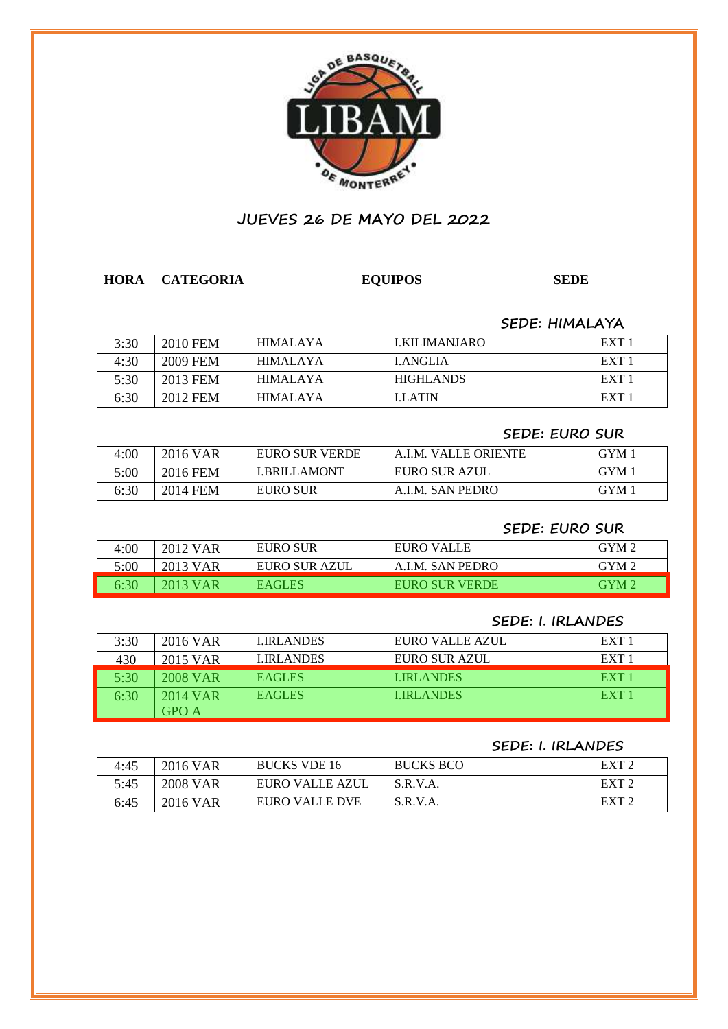## JUEVES 26 DE MAYO DEL 2022

**HORA CATEGORIA EQUIPOS SEDE**

### SEDE: HIMALAYA

| HORA | CATEGORIA | EQUIPOS | | SEDE |
|---|---|---|---|---|
| 3:30 | 2010 FEM | HIMALAYA | I.KILIMANJARO | EXT 1 |
| 4:30 | 2009 FEM | HIMALAYA | I.ANGLIA | EXT 1 |
| 5:30 | 2013 FEM | HIMALAYA | HIGHLANDS | EXT 1 |
| 6:30 | 2012 FEM | HIMALAYA | I.LATIN | EXT 1 |

### SEDE: EURO SUR

| HORA | CATEGORIA | EQUIPOS | | SEDE |
|---|---|---|---|---|
| 4:00 | 2016 VAR | EURO SUR VERDE | A.I.M. VALLE ORIENTE | GYM 1 |
| 5:00 | 2016 FEM | I.BRILLAMONT | EURO SUR AZUL | GYM 1 |
| 6:30 | 2014 FEM | EURO SUR | A.I.M. SAN PEDRO | GYM 1 |

### SEDE: EURO SUR

| HORA | CATEGORIA | EQUIPOS | | SEDE |
|---|---|---|---|---|
| 4:00 | 2012 VAR | EURO SUR | EURO VALLE | GYM 2 |
| 5:00 | 2013 VAR | EURO SUR AZUL | A.I.M. SAN PEDRO | GYM 2 |
| 6:30 | 2013 VAR | EAGLES | EURO SUR VERDE | GYM 2 |

### SEDE: I. IRLANDES

| HORA | CATEGORIA | EQUIPOS | | SEDE |
|---|---|---|---|---|
| 3:30 | 2016 VAR | I.IRLANDES | EURO VALLE AZUL | EXT 1 |
| 430 | 2015 VAR | I.IRLANDES | EURO SUR AZUL | EXT 1 |
| 5:30 | 2008 VAR | EAGLES | I.IRLANDES | EXT 1 |
| 6:30 | 2014 VAR GPO A | EAGLES | I.IRLANDES | EXT 1 |

### SEDE: I. IRLANDES

| HORA | CATEGORIA | EQUIPOS | | SEDE |
|---|---|---|---|---|
| 4:45 | 2016 VAR | BUCKS VDE 16 | BUCKS BCO | EXT 2 |
| 5:45 | 2008 VAR | EURO VALLE AZUL | S.R.V.A. | EXT 2 |
| 6:45 | 2016 VAR | EURO VALLE DVE | S.R.V.A. | EXT 2 |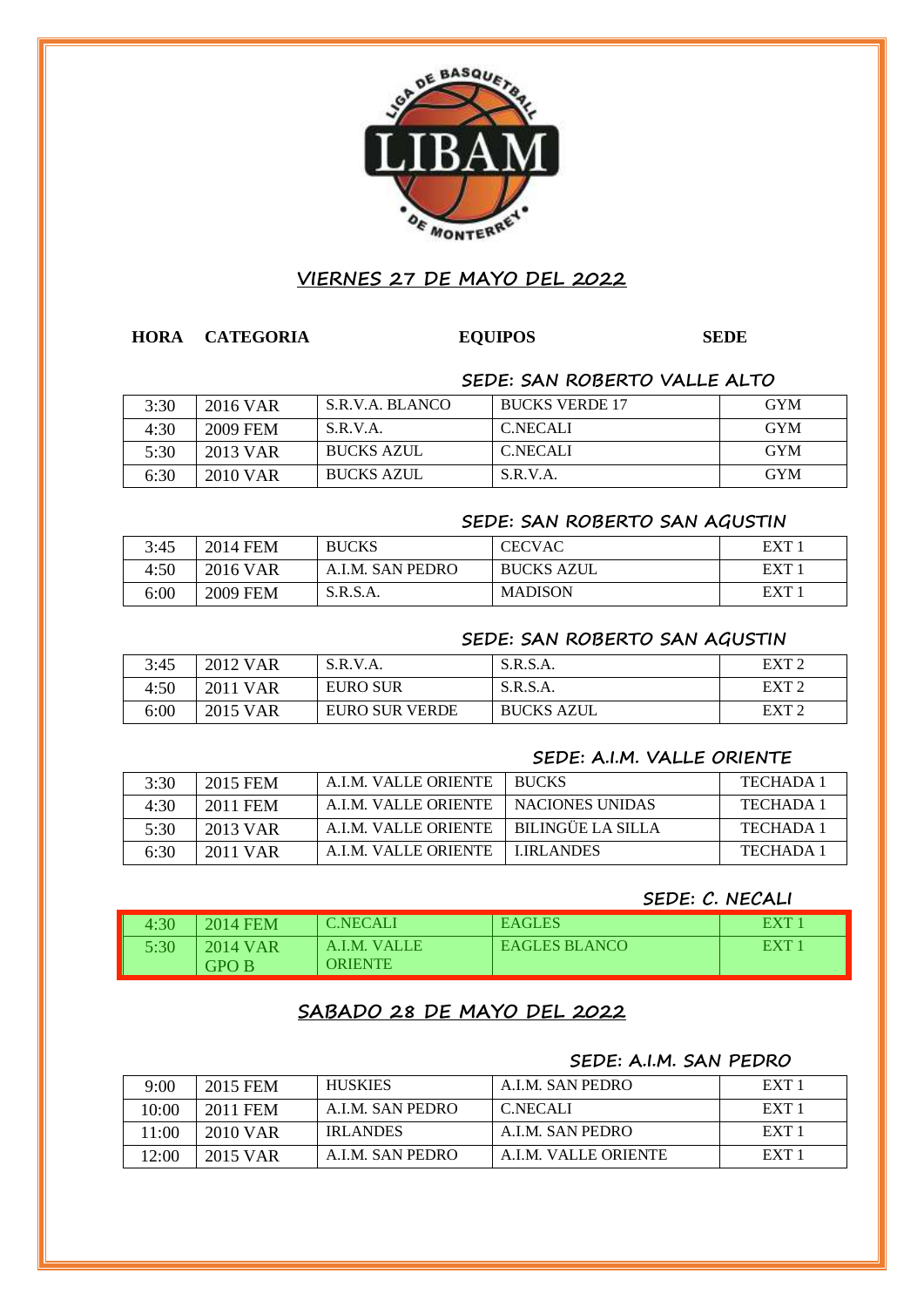# VIERNES 27 DE MAYO DEL 2022

**HORA CATEGORIA EQUIPOS SEDE**

### SEDE: SAN ROBERTO VALLE ALTO

| HORA | CATEGORIA | EQUIPOS | | SEDE |
|---|---|---|---|---|
| 3:30 | 2016 VAR | S.R.V.A. BLANCO | BUCKS VERDE 17 | GYM |
| 4:30 | 2009 FEM | S.R.V.A. | C.NECALI | GYM |
| 5:30 | 2013 VAR | BUCKS AZUL | C.NECALI | GYM |
| 6:30 | 2010 VAR | BUCKS AZUL | S.R.V.A. | GYM |

### SEDE: SAN ROBERTO SAN AGUSTIN

| HORA | CATEGORIA | EQUIPOS | | SEDE |
|---|---|---|---|---|
| 3:45 | 2014 FEM | BUCKS | CECVAC | EXT 1 |
| 4:50 | 2016 VAR | A.I.M. SAN PEDRO | BUCKS AZUL | EXT 1 |
| 6:00 | 2009 FEM | S.R.S.A. | MADISON | EXT 1 |

### SEDE: SAN ROBERTO SAN AGUSTIN

| HORA | CATEGORIA | EQUIPOS | | SEDE |
|---|---|---|---|---|
| 3:45 | 2012 VAR | S.R.V.A. | S.R.S.A. | EXT 2 |
| 4:50 | 2011 VAR | EURO SUR | S.R.S.A. | EXT 2 |
| 6:00 | 2015 VAR | EURO SUR VERDE | BUCKS AZUL | EXT 2 |

### SEDE: A.I.M. VALLE ORIENTE

| HORA | CATEGORIA | EQUIPOS | | SEDE |
|---|---|---|---|---|
| 3:30 | 2015 FEM | A.I.M. VALLE ORIENTE | BUCKS | TECHADA 1 |
| 4:30 | 2011 FEM | A.I.M. VALLE ORIENTE | NACIONES UNIDAS | TECHADA 1 |
| 5:30 | 2013 VAR | A.I.M. VALLE ORIENTE | BILINGÜE LA SILLA | TECHADA 1 |
| 6:30 | 2011 VAR | A.I.M. VALLE ORIENTE | I.IRLANDES | TECHADA 1 |

### SEDE: C. NECALI

| HORA | CATEGORIA | EQUIPOS | | SEDE |
|---|---|---|---|---|
| 4:30 | 2014 FEM | C.NECALI | EAGLES | EXT 1 |
| 5:30 | 2014 VAR GPO B | A.I.M. VALLE ORIENTE | EAGLES BLANCO | EXT 1 |

# SABADO 28 DE MAYO DEL 2022

### SEDE: A.I.M. SAN PEDRO

| HORA | CATEGORIA | EQUIPOS | | SEDE |
|---|---|---|---|---|
| 9:00 | 2015 FEM | HUSKIES | A.I.M. SAN PEDRO | EXT 1 |
| 10:00 | 2011 FEM | A.I.M. SAN PEDRO | C.NECALI | EXT 1 |
| 11:00 | 2010 VAR | IRLANDES | A.I.M. SAN PEDRO | EXT 1 |
| 12:00 | 2015 VAR | A.I.M. SAN PEDRO | A.I.M. VALLE ORIENTE | EXT 1 |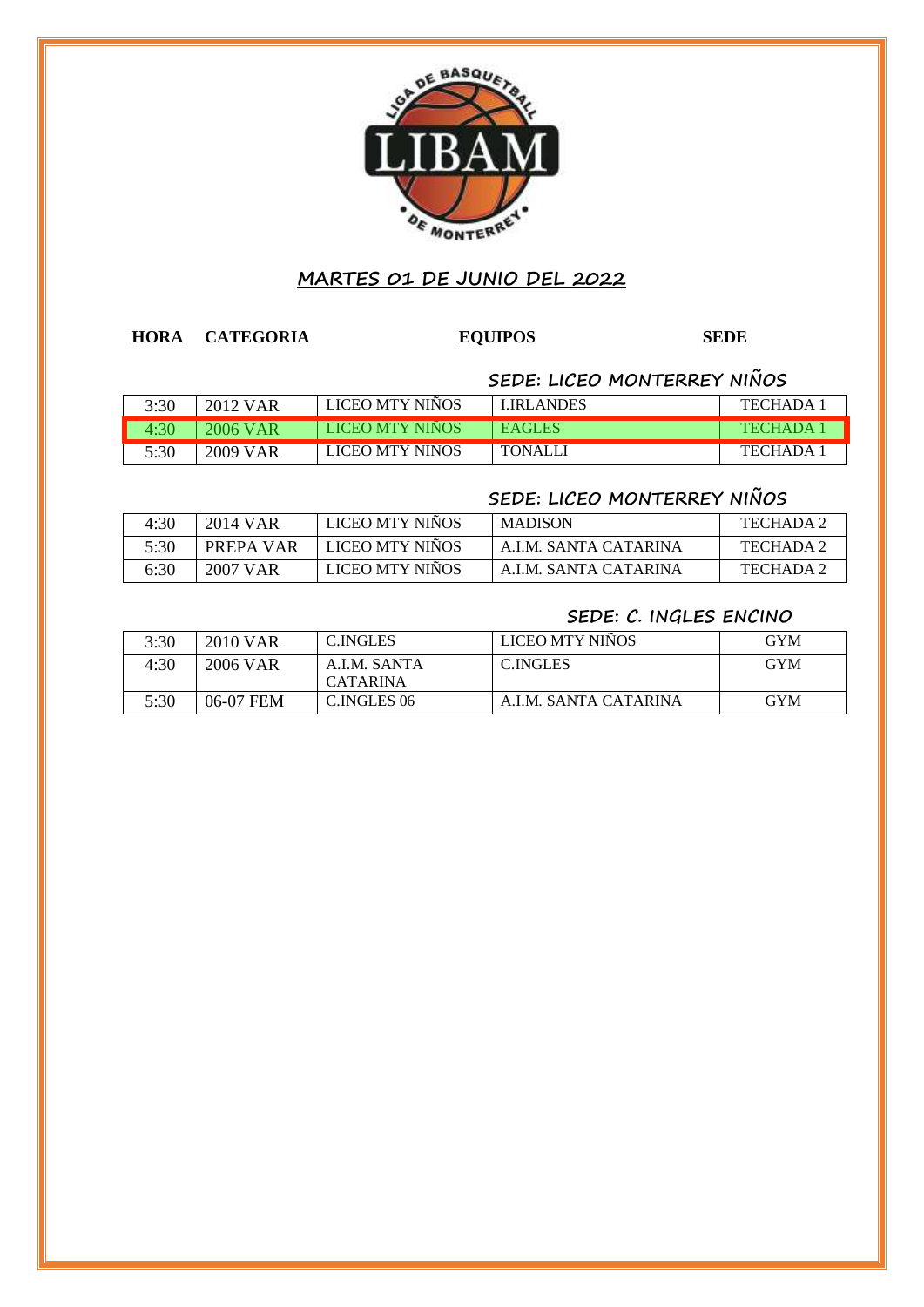LIGA DE BASQUETBALL LIBAM DE MONTERREY

## MARTES 01 DE JUNIO DEL 2022

**HORA CATEGORIA EQUIPOS SEDE**

### SEDE: LICEO MONTERREY NIÑOS

| | | | | |
|---|---|---|---|---|
| 3:30 | 2012 VAR | LICEO MTY NIÑOS | I.IRLANDES | TECHADA 1 |
| 4:30 | 2006 VAR | LICEO MTY NIÑOS | EAGLES | TECHADA 1 |
| 5:30 | 2009 VAR | LICEO MTY NINOS | TONALLI | TECHADA 1 |

### SEDE: LICEO MONTERREY NIÑOS

| | | | | |
|---|---|---|---|---|
| 4:30 | 2014 VAR | LICEO MTY NIÑOS | MADISON | TECHADA 2 |
| 5:30 | PREPA VAR | LICEO MTY NIÑOS | A.I.M. SANTA CATARINA | TECHADA 2 |
| 6:30 | 2007 VAR | LICEO MTY NIÑOS | A.I.M. SANTA CATARINA | TECHADA 2 |

### SEDE: C. INGLES ENCINO

| | | | | |
|---|---|---|---|---|
| 3:30 | 2010 VAR | C.INGLES | LICEO MTY NIÑOS | GYM |
| 4:30 | 2006 VAR | A.I.M. SANTA CATARINA | C.INGLES | GYM |
| 5:30 | 06-07 FEM | C.INGLES 06 | A.I.M. SANTA CATARINA | GYM |